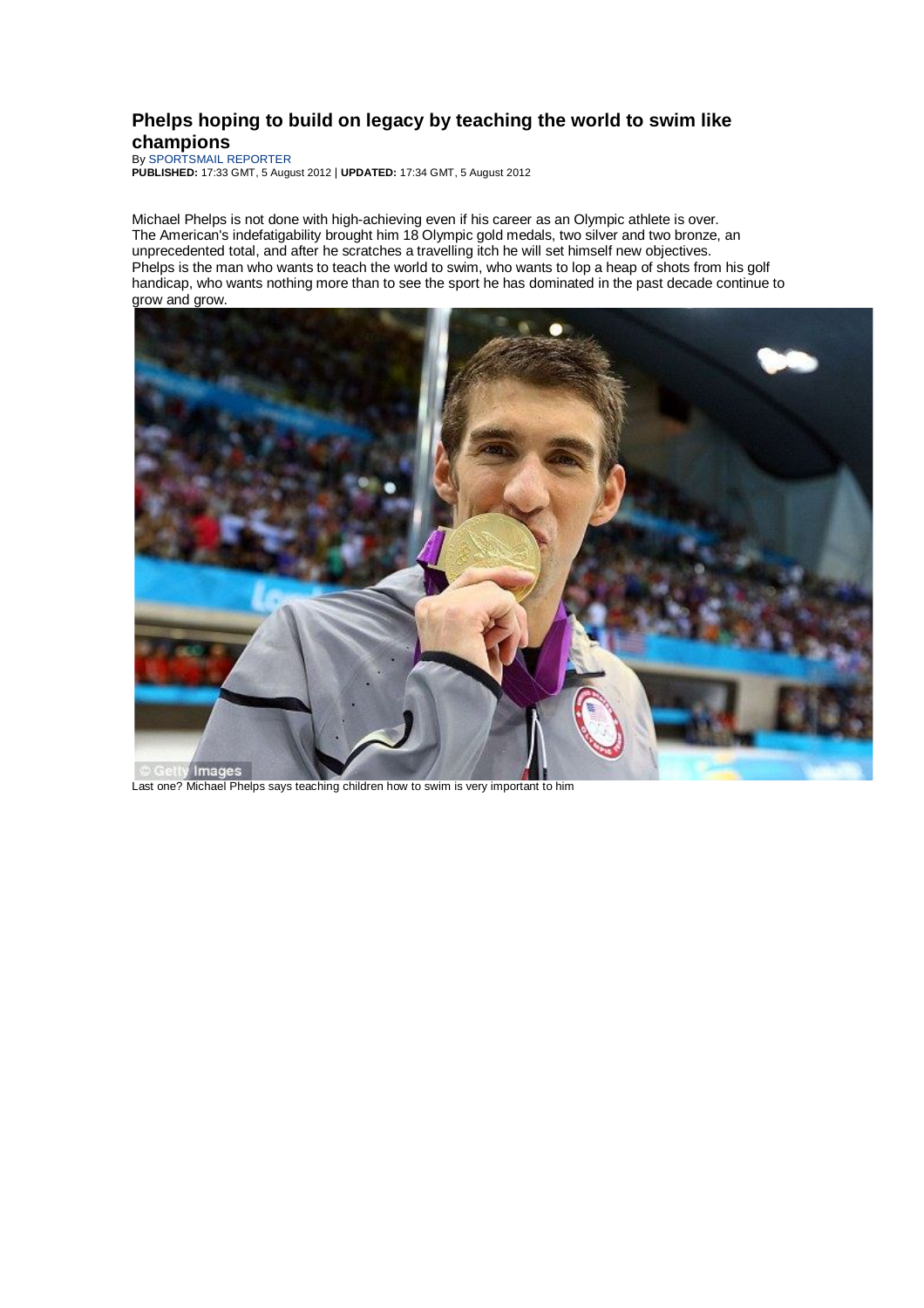# Phelps hoping to build on legacy by teaching the world to swim like champions

By SPORTSMAIL REPORTER

**PUBLISHED:** 17:33 GMT, 5 August 2012 | **UPDATED:** 17:34 GMT, 5 August 2012

Michael Phelps is not done with high-achieving even if his career as an Olympic athlete is over.

The American's indefatigability brought him 18 Olympic gold medals, two silver and two bronze, an unprecedented total, and after he scratches a travelling itch he will set himself new objectives.

Phelps is the man who wants to teach the world to swim, who wants to lop a heap of shots from his golf handicap, who wants nothing more than to see the sport he has dominated in the past decade continue to grow and grow.

Last one? Michael Phelps says teaching children how to swim is very important to him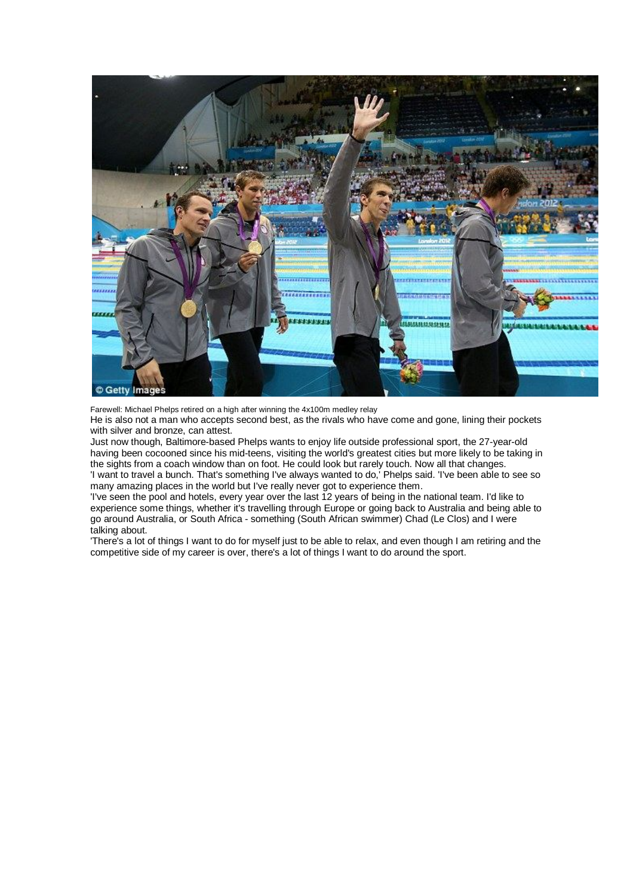Farewell: Michael Phelps retired on a high after winning the 4x100m medley relay

He is also not a man who accepts second best, as the rivals who have come and gone, lining their pockets with silver and bronze, can attest.

Just now though, Baltimore-based Phelps wants to enjoy life outside professional sport, the 27-year-old having been cocooned since his mid-teens, visiting the world's greatest cities but more likely to be taking in the sights from a coach window than on foot. He could look but rarely touch. Now all that changes.

'I want to travel a bunch. That's something I've always wanted to do,' Phelps said. 'I've been able to see so many amazing places in the world but I've really never got to experience them.

'I've seen the pool and hotels, every year over the last 12 years of being in the national team. I'd like to experience some things, whether it's travelling through Europe or going back to Australia and being able to go around Australia, or South Africa - something (South African swimmer) Chad (Le Clos) and I were talking about.

'There's a lot of things I want to do for myself just to be able to relax, and even though I am retiring and the competitive side of my career is over, there's a lot of things I want to do around the sport.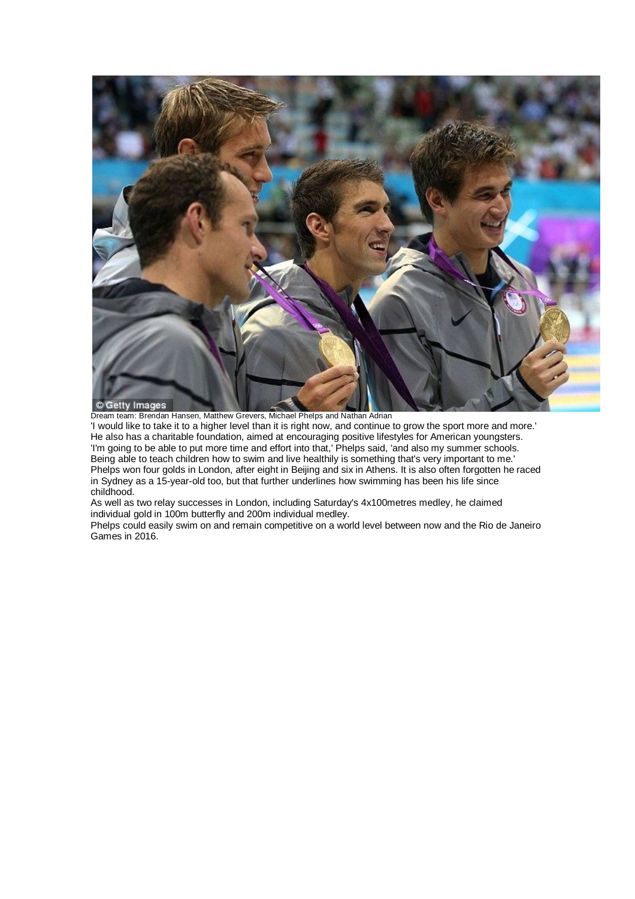Dream team: Brendan Hansen, Matthew Grevers, Michael Phelps and Nathan Adrian

'I would like to take it to a higher level than it is right now, and continue to grow the sport more and more.'

He also has a charitable foundation, aimed at encouraging positive lifestyles for American youngsters.

'I'm going to be able to put more time and effort into that,' Phelps said, 'and also my summer schools. Being able to teach children how to swim and live healthily is something that's very important to me.'

Phelps won four golds in London, after eight in Beijing and six in Athens. It is also often forgotten he raced in Sydney as a 15-year-old too, but that further underlines how swimming has been his life since childhood.

As well as two relay successes in London, including Saturday's 4x100metres medley, he claimed individual gold in 100m butterfly and 200m individual medley.

Phelps could easily swim on and remain competitive on a world level between now and the Rio de Janeiro Games in 2016.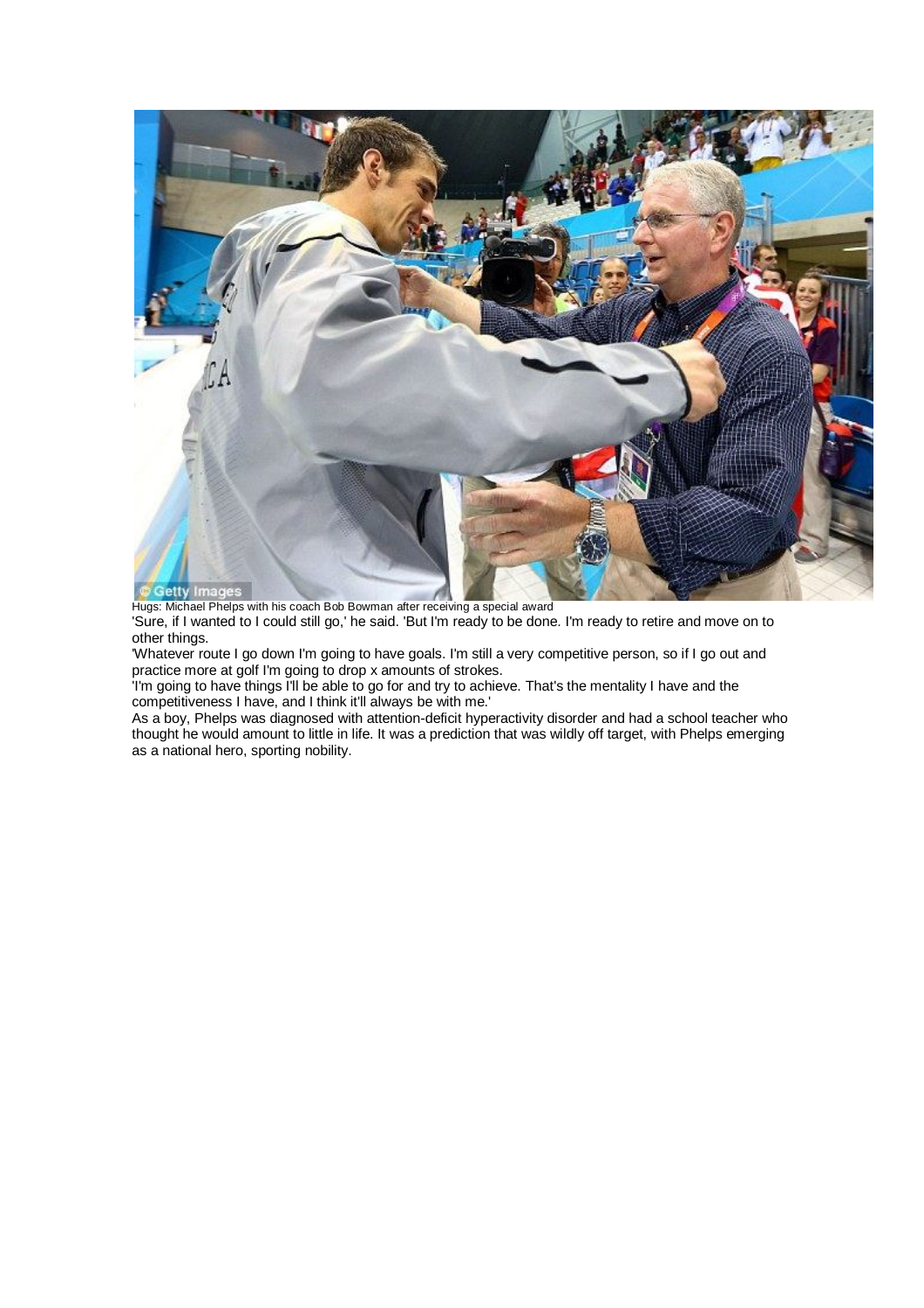Hugs: Michael Phelps with his coach Bob Bowman after receiving a special award

'Sure, if I wanted to I could still go,' he said. 'But I'm ready to be done. I'm ready to retire and move on to other things.

'Whatever route I go down I'm going to have goals. I'm still a very competitive person, so if I go out and practice more at golf I'm going to drop x amounts of strokes.

'I'm going to have things I'll be able to go for and try to achieve. That's the mentality I have and the competitiveness I have, and I think it'll always be with me.'

As a boy, Phelps was diagnosed with attention-deficit hyperactivity disorder and had a school teacher who thought he would amount to little in life. It was a prediction that was wildly off target, with Phelps emerging as a national hero, sporting nobility.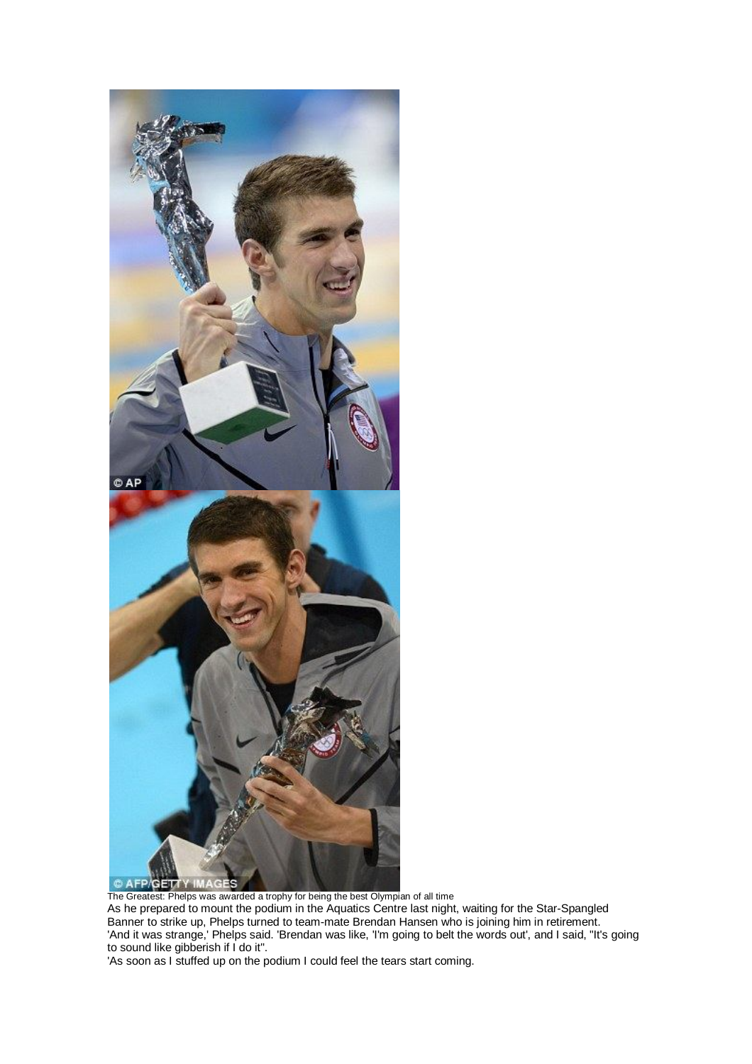The Greatest: Phelps was awarded a trophy for being the best Olympian of all time

As he prepared to mount the podium in the Aquatics Centre last night, waiting for the Star-Spangled Banner to strike up, Phelps turned to team-mate Brendan Hansen who is joining him in retirement.

'And it was strange,' Phelps said. 'Brendan was like, 'I'm going to belt the words out', and I said, ''It's going to sound like gibberish if I do it''.

'As soon as I stuffed up on the podium I could feel the tears start coming.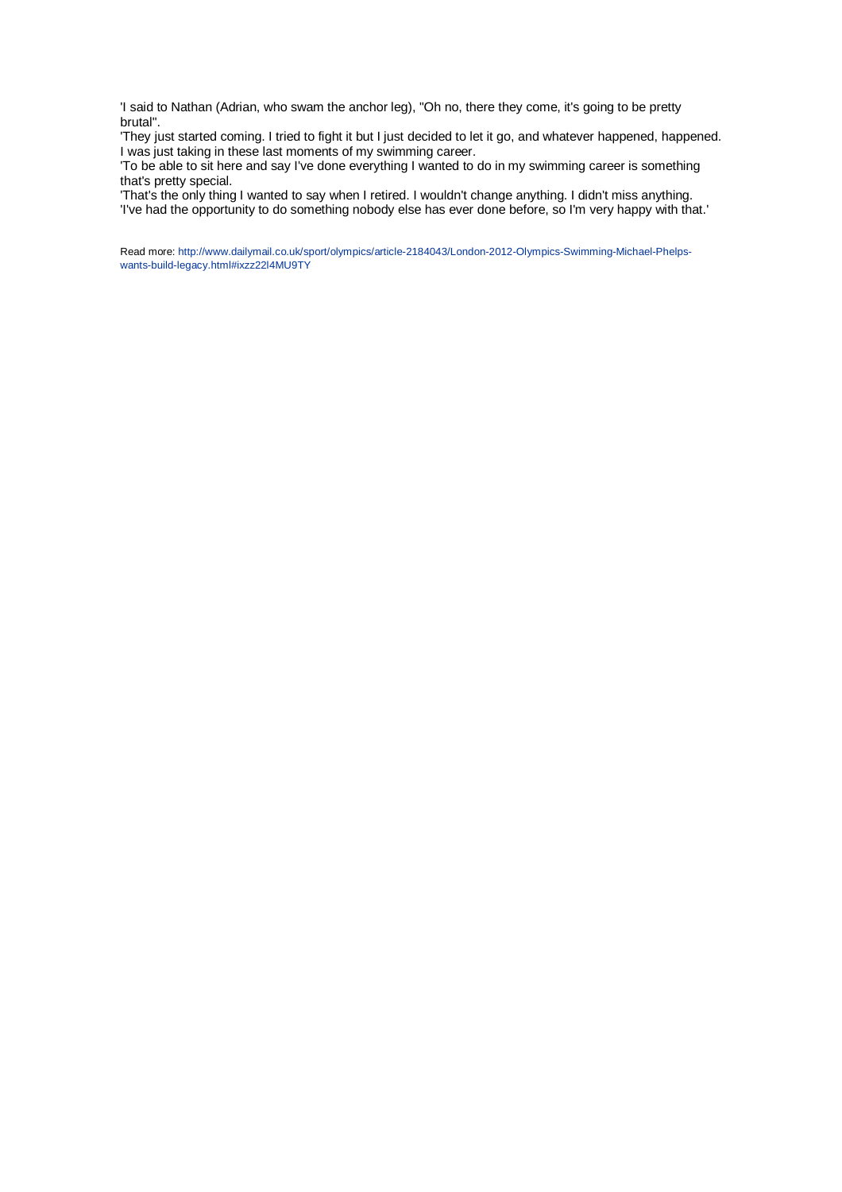'I said to Nathan (Adrian, who swam the anchor leg), "Oh no, there they come, it's going to be pretty brutal".

'They just started coming. I tried to fight it but I just decided to let it go, and whatever happened, happened. I was just taking in these last moments of my swimming career.

'To be able to sit here and say I've done everything I wanted to do in my swimming career is something that's pretty special.

'That's the only thing I wanted to say when I retired. I wouldn't change anything. I didn't miss anything.

'I've had the opportunity to do something nobody else has ever done before, so I'm very happy with that.'

Read more: http://www.dailymail.co.uk/sport/olympics/article-2184043/London-2012-Olympics-Swimming-Michael-Phelps-wants-build-legacy.html#ixzz22l4MU9TY